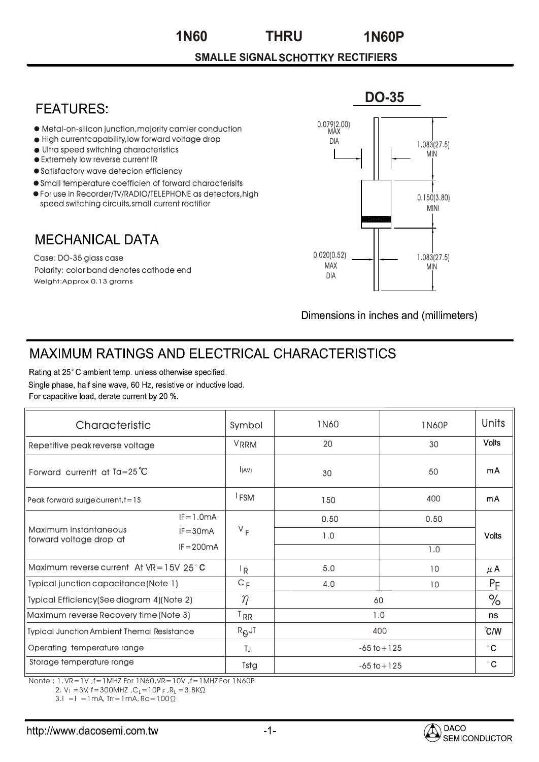# 1N60 THRU 1N60P

## SMALLE SIGNAL SCHOTTKY RECTIFIERS

## FEATURES:

- Metal-on-silicon junction,majority camier conduction
- High currentcapability,low forward voltage drop
- Ultra speed switching characteristics
- Extremely low reverse current IR
- Satisfactory wave detecion efficiency
- Small temperature coefficien of forward characterisits
- For use in Recorder/TV/RADIO/TELEPHONE as detectors,high speed switching circuits,small current rectifier

## MECHANICAL DATA

Case: DO-35 glass case

Polarity: color band denotes cathode end

Weight:Approx 0.13 grams

**DO-35**

0.079(2.00) MAX DIA

1.083(27.5) MIN

0.150(3.80) MINI

0.020(0.52) MAX DIA

1.083(27.5) MIN

Dimensions in inches and (millimeters)

## MAXIMUM RATINGS AND ELECTRICAL CHARACTERISTICS

Rating at 25°C ambient temp. unless otherwise specified.

Single phase, half sine wave, 60 Hz, resistive or inductive load.

For capacitive load, derate current by 20 %.

| Characteristic | | Symbol | 1N60 | 1N60P | Units |
|---|---|---|---|---|---|
| Repetitive peak reverse voltage | | $V_{RRM}$ | 20 | 30 | Volts |
| Forward currentt at Ta=25℃ | | $I_{(AV)}$ | 30 | 50 | mA |
| Peak forward surge current,t=1S | | $I_{FSM}$ | 150 | 400 | mA |
| Maximum instantaneous forward voltage drop at | IF=1.0mA | $V_F$ | 0.50 | 0.50 | Volts |
| | IF=30mA | | 1.0 | | |
| | IF=200mA | | | 1.0 | |
| Maximum reverse current At VR=15V 25°C | | $I_R$ | 5.0 | 10 | $\mu$A |
| Typical junction capacitance(Note 1) | | $C_F$ | 4.0 | 10 | PF |
| Typical Efficiency(See diagram 4)(Note 2) | | $\eta$ | 60 | | % |
| Maximum reverse Recovery time (Note 3) | | $T_{RR}$ | 1.0 | | ns |
| Typical Junction Ambient Themal Resistance | | $R_{\theta}JT$ | 400 | | ℃/W |
| Operating temperature range | | $T_J$ | -65 to+125 | | °C |
| Storage temperature range | | Tstg | -65 to+125 | | °C |

Nonte : 1. VR=1V ,f=1MHZ For 1N60,VR=10V ,f=1MHZ For 1N60P

2. $V_I$ =3V, f=300MHZ ,$C_L$=10$P_F$ ,$R_L$ =3.8KΩ

3.I =I =1mA, Trr=1mA, Rc=100Ω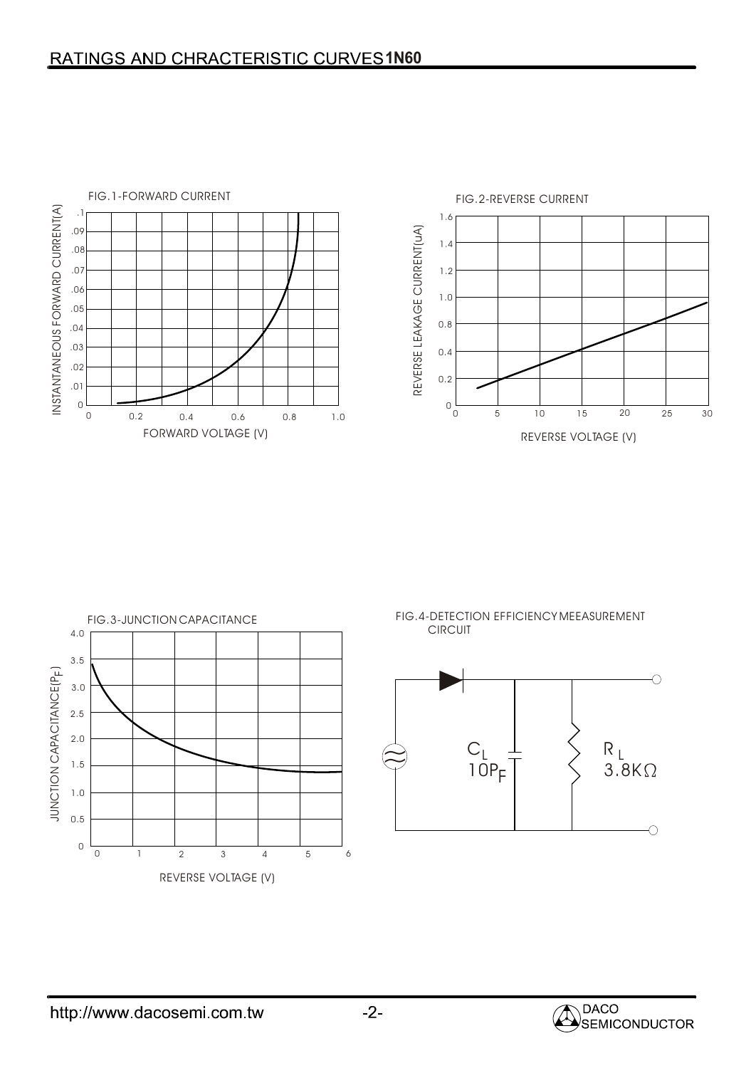## RATINGS AND CHRACTERISTIC CURVES 1N60

FIG.1-FORWARD CURRENT

INSTANTANEOUS FORWARD CURRENT(A)

FORWARD VOLTAGE (V)

FIG.2-REVERSE CURRENT

REVERSE LEAKAGE CURRENT(uA)

REVERSE VOLTAGE (V)

FIG.3-JUNCTION CAPACITANCE

JUNCTION CAPACITANCE($P_F$)

REVERSE VOLTAGE (V)

FIG.4-DETECTION EFFICIENCY MEEASUREMENT CIRCUIT

$C_L$ $10P_F$

$R_L$ $3.8K\Omega$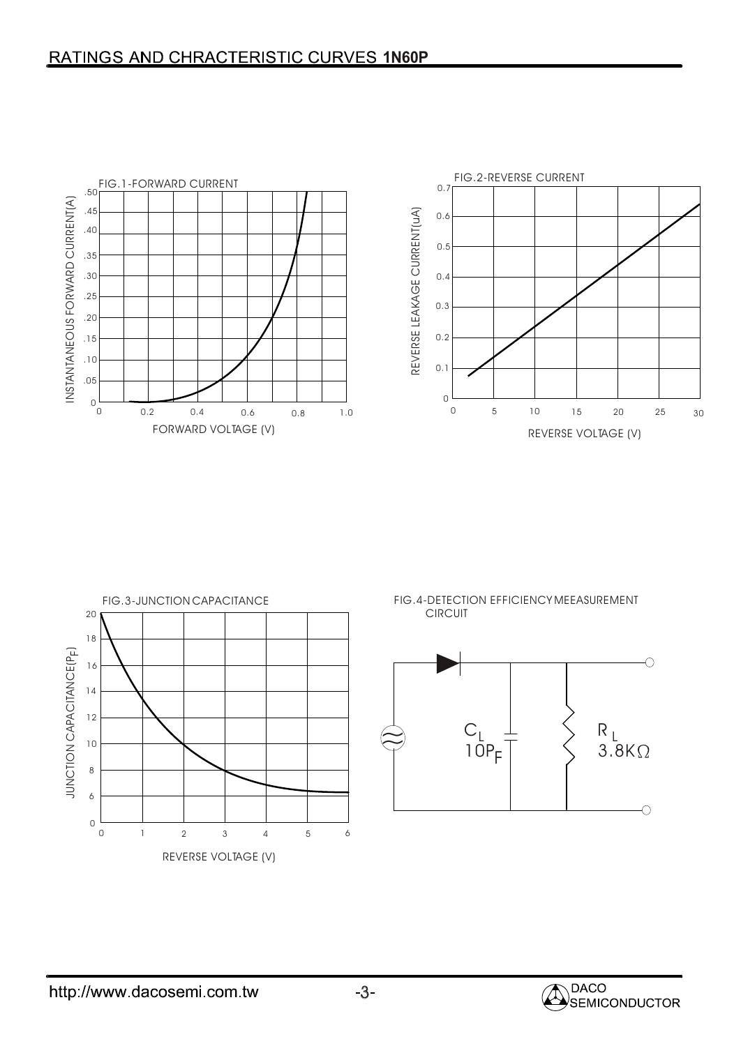## RATINGS AND CHRACTERISTIC CURVES **1N60P**

FIG.1-FORWARD CURRENT

INSTANTANEOUS FORWARD CURRENT(A)

.50
.45
.40
.35
.30
.25
.20
.15
.10
.05
0

0 0.2 0.4 0.6 0.8 1.0

FORWARD VOLTAGE (V)

FIG.2-REVERSE CURRENT

REVERSE LEAKAGE CURRENT(uA)

0.7
0.6
0.5
0.4
0.3
0.2
0.1
0

0 5 10 15 20 25 30

REVERSE VOLTAGE (V)

FIG.3-JUNCTION CAPACITANCE

JUNCTION CAPACITANCE($P_F$)

20
18
16
14
12
10
8
6
0

0 1 2 3 4 5 6

REVERSE VOLTAGE (V)

FIG.4-DETECTION EFFICIENCY MEEASUREMENT CIRCUIT

$C_L$
$10P_F$

$R_L$
3.8KΩ